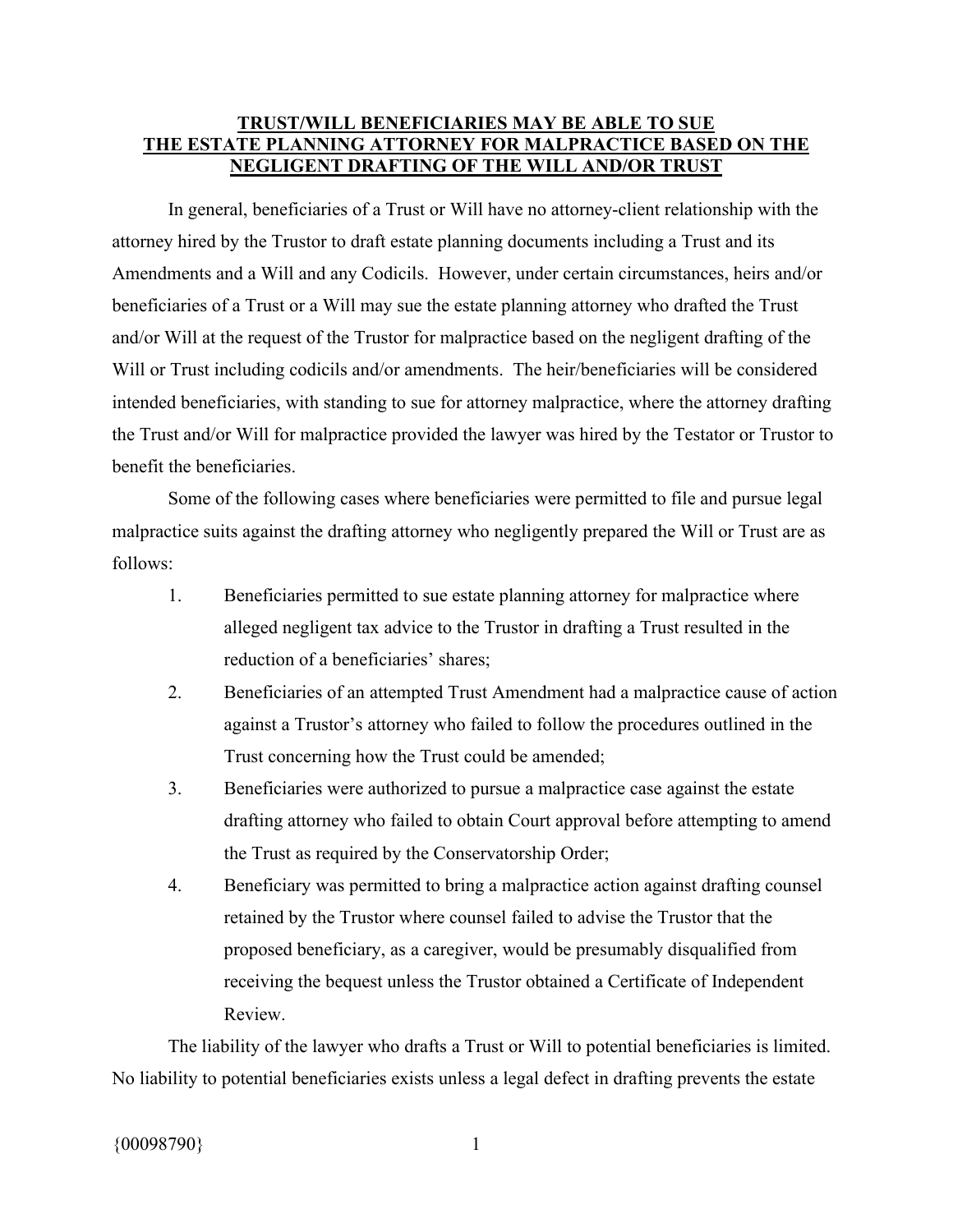**TRUST/WILL BENEFICIARIES MAY BE ABLE TO SUE THE ESTATE PLANNING ATTORNEY FOR MALPRACTICE BASED ON THE NEGLIGENT DRAFTING OF THE WILL AND/OR TRUST**

In general, beneficiaries of a Trust or Will have no attorney-client relationship with the attorney hired by the Trustor to draft estate planning documents including a Trust and its Amendments and a Will and any Codicils. However, under certain circumstances, heirs and/or beneficiaries of a Trust or a Will may sue the estate planning attorney who drafted the Trust and/or Will at the request of the Trustor for malpractice based on the negligent drafting of the Will or Trust including codicils and/or amendments. The heir/beneficiaries will be considered intended beneficiaries, with standing to sue for attorney malpractice, where the attorney drafting the Trust and/or Will for malpractice provided the lawyer was hired by the Testator or Trustor to benefit the beneficiaries.

Some of the following cases where beneficiaries were permitted to file and pursue legal malpractice suits against the drafting attorney who negligently prepared the Will or Trust are as follows:

1. Beneficiaries permitted to sue estate planning attorney for malpractice where alleged negligent tax advice to the Trustor in drafting a Trust resulted in the reduction of a beneficiaries' shares;
2. Beneficiaries of an attempted Trust Amendment had a malpractice cause of action against a Trustor's attorney who failed to follow the procedures outlined in the Trust concerning how the Trust could be amended;
3. Beneficiaries were authorized to pursue a malpractice case against the estate drafting attorney who failed to obtain Court approval before attempting to amend the Trust as required by the Conservatorship Order;
4. Beneficiary was permitted to bring a malpractice action against drafting counsel retained by the Trustor where counsel failed to advise the Trustor that the proposed beneficiary, as a caregiver, would be presumably disqualified from receiving the bequest unless the Trustor obtained a Certificate of Independent Review.

The liability of the lawyer who drafts a Trust or Will to potential beneficiaries is limited. No liability to potential beneficiaries exists unless a legal defect in drafting prevents the estate

{00098790}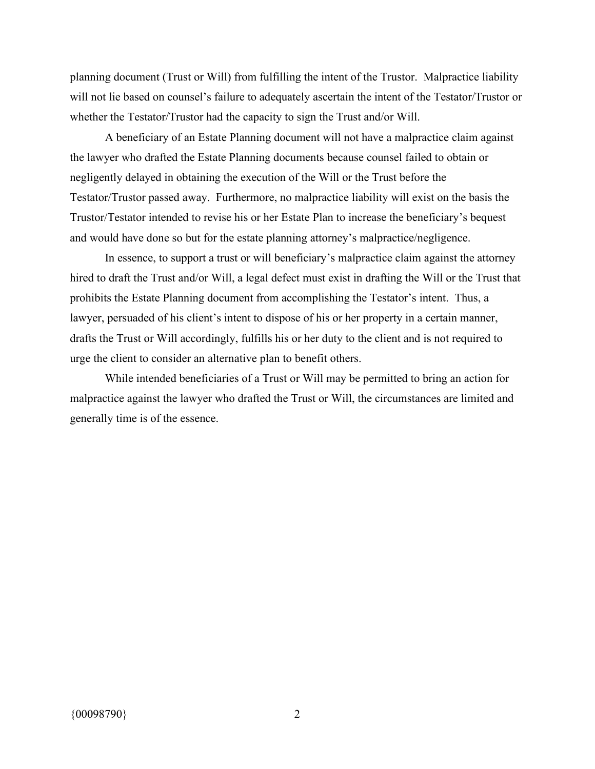planning document (Trust or Will) from fulfilling the intent of the Trustor. Malpractice liability will not lie based on counsel's failure to adequately ascertain the intent of the Testator/Trustor or whether the Testator/Trustor had the capacity to sign the Trust and/or Will.

A beneficiary of an Estate Planning document will not have a malpractice claim against the lawyer who drafted the Estate Planning documents because counsel failed to obtain or negligently delayed in obtaining the execution of the Will or the Trust before the Testator/Trustor passed away. Furthermore, no malpractice liability will exist on the basis the Trustor/Testator intended to revise his or her Estate Plan to increase the beneficiary's bequest and would have done so but for the estate planning attorney's malpractice/negligence.

In essence, to support a trust or will beneficiary's malpractice claim against the attorney hired to draft the Trust and/or Will, a legal defect must exist in drafting the Will or the Trust that prohibits the Estate Planning document from accomplishing the Testator's intent. Thus, a lawyer, persuaded of his client's intent to dispose of his or her property in a certain manner, drafts the Trust or Will accordingly, fulfills his or her duty to the client and is not required to urge the client to consider an alternative plan to benefit others.

While intended beneficiaries of a Trust or Will may be permitted to bring an action for malpractice against the lawyer who drafted the Trust or Will, the circumstances are limited and generally time is of the essence.

{00098790}